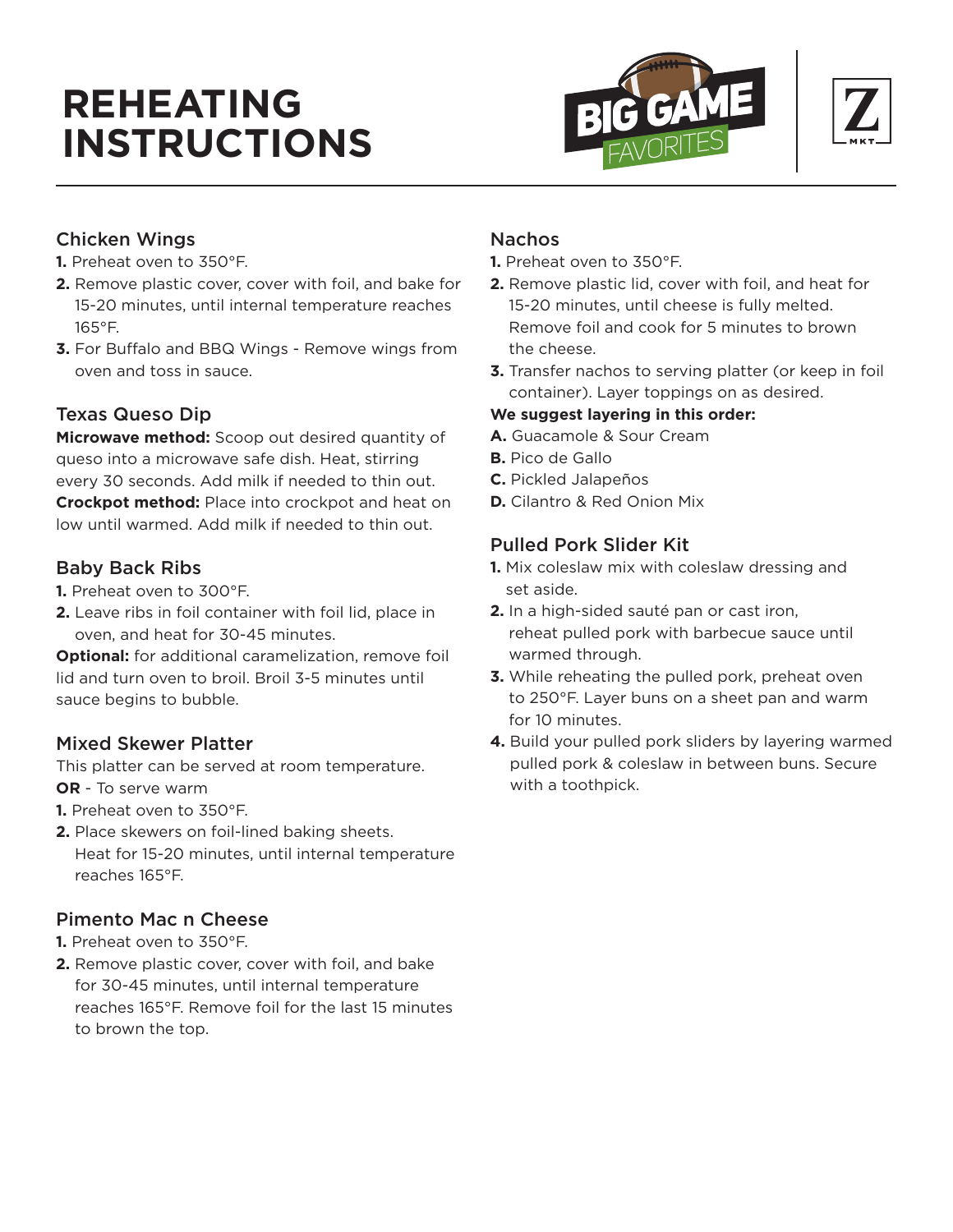# REHEATING INSTRUCTIONS

BIG GAME FAVORITES

Z MKT

## Chicken Wings

1. Preheat oven to 350°F.
2. Remove plastic cover, cover with foil, and bake for 15-20 minutes, until internal temperature reaches 165°F.
3. For Buffalo and BBQ Wings - Remove wings from oven and toss in sauce.

## Texas Queso Dip

**Microwave method:** Scoop out desired quantity of queso into a microwave safe dish. Heat, stirring every 30 seconds. Add milk if needed to thin out.
**Crockpot method:** Place into crockpot and heat on low until warmed. Add milk if needed to thin out.

## Baby Back Ribs

1. Preheat oven to 300°F.
2. Leave ribs in foil container with foil lid, place in oven, and heat for 30-45 minutes.

**Optional:** for additional caramelization, remove foil lid and turn oven to broil. Broil 3-5 minutes until sauce begins to bubble.

## Mixed Skewer Platter

This platter can be served at room temperature.
**OR** - To serve warm

1. Preheat oven to 350°F.
2. Place skewers on foil-lined baking sheets. Heat for 15-20 minutes, until internal temperature reaches 165°F.

## Pimento Mac n Cheese

1. Preheat oven to 350°F.
2. Remove plastic cover, cover with foil, and bake for 30-45 minutes, until internal temperature reaches 165°F. Remove foil for the last 15 minutes to brown the top.

## Nachos

1. Preheat oven to 350°F.
2. Remove plastic lid, cover with foil, and heat for 15-20 minutes, until cheese is fully melted. Remove foil and cook for 5 minutes to brown the cheese.
3. Transfer nachos to serving platter (or keep in foil container). Layer toppings on as desired.

**We suggest layering in this order:**

**A.** Guacamole & Sour Cream
**B.** Pico de Gallo
**C.** Pickled Jalapeños
**D.** Cilantro & Red Onion Mix

## Pulled Pork Slider Kit

1. Mix coleslaw mix with coleslaw dressing and set aside.
2. In a high-sided sauté pan or cast iron, reheat pulled pork with barbecue sauce until warmed through.
3. While reheating the pulled pork, preheat oven to 250°F. Layer buns on a sheet pan and warm for 10 minutes.
4. Build your pulled pork sliders by layering warmed pulled pork & coleslaw in between buns. Secure with a toothpick.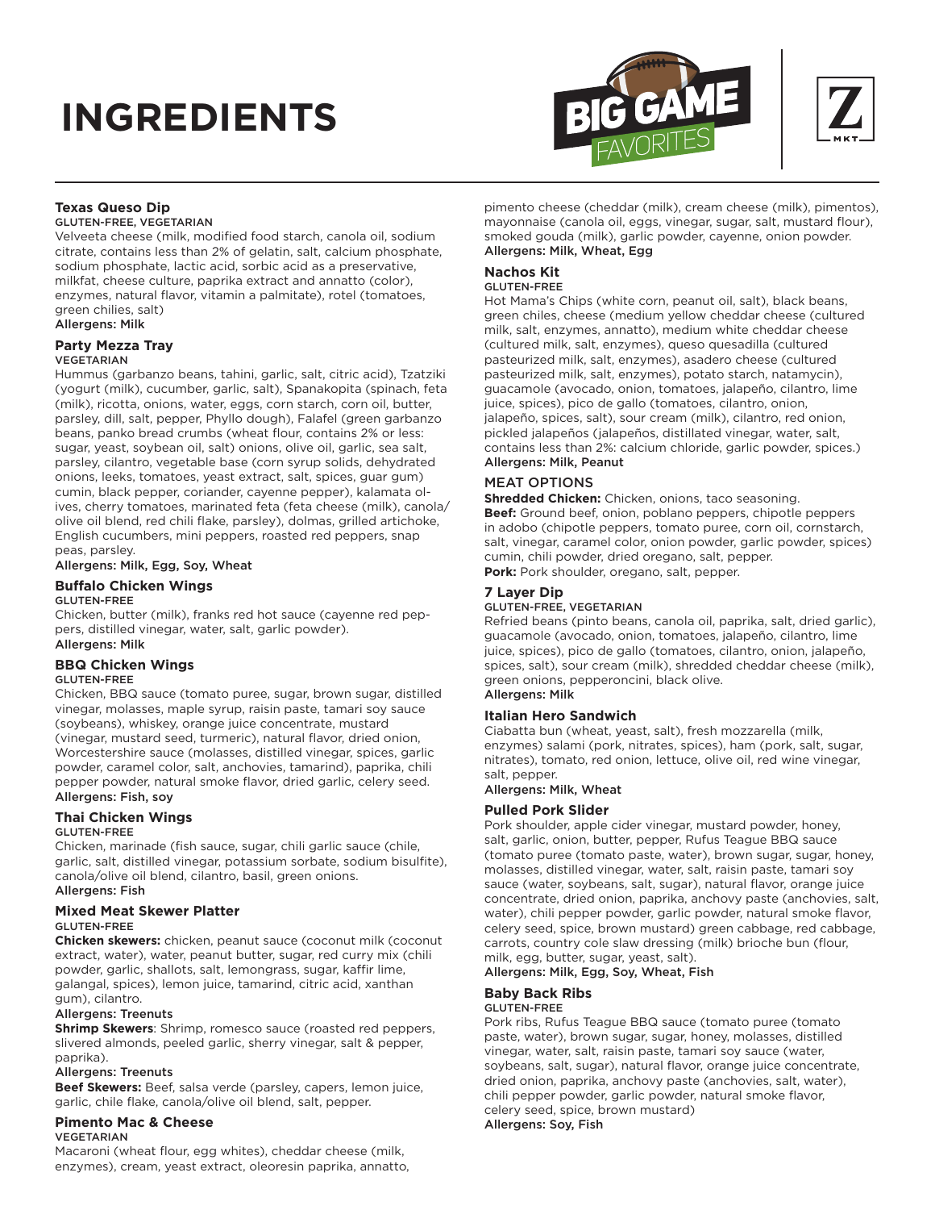# INGREDIENTS

### Texas Queso Dip

GLUTEN-FREE, VEGETARIAN

Velveeta cheese (milk, modified food starch, canola oil, sodium citrate, contains less than 2% of gelatin, salt, calcium phosphate, sodium phosphate, lactic acid, sorbic acid as a preservative, milkfat, cheese culture, paprika extract and annatto (color), enzymes, natural flavor, vitamin a palmitate), rotel (tomatoes, green chilies, salt)

**Allergens: Milk**

### Party Mezza Tray

VEGETARIAN

Hummus (garbanzo beans, tahini, garlic, salt, citric acid), Tzatziki (yogurt (milk), cucumber, garlic, salt), Spanakopita (spinach, feta (milk), ricotta, onions, water, eggs, corn starch, corn oil, butter, parsley, dill, salt, pepper, Phyllo dough), Falafel (green garbanzo beans, panko bread crumbs (wheat flour, contains 2% or less: sugar, yeast, soybean oil, salt) onions, olive oil, garlic, sea salt, parsley, cilantro, vegetable base (corn syrup solids, dehydrated onions, leeks, tomatoes, yeast extract, salt, spices, guar gum) cumin, black pepper, coriander, cayenne pepper), kalamata olives, cherry tomatoes, marinated feta (feta cheese (milk), canola/olive oil blend, red chili flake, parsley), dolmas, grilled artichoke, English cucumbers, mini peppers, roasted red peppers, snap peas, parsley.

**Allergens: Milk, Egg, Soy, Wheat**

### Buffalo Chicken Wings

GLUTEN-FREE

Chicken, butter (milk), franks red hot sauce (cayenne red peppers, distilled vinegar, water, salt, garlic powder).

**Allergens: Milk**

### BBQ Chicken Wings

GLUTEN-FREE

Chicken, BBQ sauce (tomato puree, sugar, brown sugar, distilled vinegar, molasses, maple syrup, raisin paste, tamari soy sauce (soybeans), whiskey, orange juice concentrate, mustard (vinegar, mustard seed, turmeric), natural flavor, dried onion, Worcestershire sauce (molasses, distilled vinegar, spices, garlic powder, caramel color, salt, anchovies, tamarind), paprika, chili pepper powder, natural smoke flavor, dried garlic, celery seed.

**Allergens: Fish, soy**

### Thai Chicken Wings

GLUTEN-FREE

Chicken, marinade (fish sauce, sugar, chili garlic sauce (chile, garlic, salt, distilled vinegar, potassium sorbate, sodium bisulfite), canola/olive oil blend, cilantro, basil, green onions.

**Allergens: Fish**

### Mixed Meat Skewer Platter

GLUTEN-FREE

**Chicken skewers:** chicken, peanut sauce (coconut milk (coconut extract, water), water, peanut butter, sugar, red curry mix (chili powder, garlic, shallots, salt, lemongrass, sugar, kaffir lime, galangal, spices), lemon juice, tamarind, citric acid, xanthan gum), cilantro.

**Allergens: Treenuts**

**Shrimp Skewers**: Shrimp, romesco sauce (roasted red peppers, slivered almonds, peeled garlic, sherry vinegar, salt & pepper, paprika).

**Allergens: Treenuts**

**Beef Skewers:** Beef, salsa verde (parsley, capers, lemon juice, garlic, chile flake, canola/olive oil blend, salt, pepper.

### Pimento Mac & Cheese

VEGETARIAN

Macaroni (wheat flour, egg whites), cheddar cheese (milk, enzymes), cream, yeast extract, oleoresin paprika, annatto, pimento cheese (cheddar (milk), cream cheese (milk), pimentos), mayonnaise (canola oil, eggs, vinegar, sugar, salt, mustard flour), smoked gouda (milk), garlic powder, cayenne, onion powder.

**Allergens: Milk, Wheat, Egg**

### Nachos Kit

GLUTEN-FREE

Hot Mama's Chips (white corn, peanut oil, salt), black beans, green chiles, cheese (medium yellow cheddar cheese (cultured milk, salt, enzymes, annatto), medium white cheddar cheese (cultured milk, salt, enzymes), queso quesadilla (cultured pasteurized milk, salt, enzymes), asadero cheese (cultured pasteurized milk, salt, enzymes), potato starch, natamycin), guacamole (avocado, onion, tomatoes, jalapeño, cilantro, lime juice, spices), pico de gallo (tomatoes, cilantro, onion, jalapeño, spices, salt), sour cream (milk), cilantro, red onion, pickled jalapeños (jalapeños, distillated vinegar, water, salt, contains less than 2%: calcium chloride, garlic powder, spices.)

**Allergens: Milk, Peanut**

MEAT OPTIONS

**Shredded Chicken:** Chicken, onions, taco seasoning.

**Beef:** Ground beef, onion, poblano peppers, chipotle peppers in adobo (chipotle peppers, tomato puree, corn oil, cornstarch, salt, vinegar, caramel color, onion powder, garlic powder, spices) cumin, chili powder, dried oregano, salt, pepper.

**Pork:** Pork shoulder, oregano, salt, pepper.

### 7 Layer Dip

GLUTEN-FREE, VEGETARIAN

Refried beans (pinto beans, canola oil, paprika, salt, dried garlic), guacamole (avocado, onion, tomatoes, jalapeño, cilantro, lime juice, spices), pico de gallo (tomatoes, cilantro, onion, jalapeño, spices, salt), sour cream (milk), shredded cheddar cheese (milk), green onions, pepperoncini, black olive.

**Allergens: Milk**

### Italian Hero Sandwich

Ciabatta bun (wheat, yeast, salt), fresh mozzarella (milk, enzymes) salami (pork, nitrates, spices), ham (pork, salt, sugar, nitrates), tomato, red onion, lettuce, olive oil, red wine vinegar, salt, pepper.

**Allergens: Milk, Wheat**

### Pulled Pork Slider

Pork shoulder, apple cider vinegar, mustard powder, honey, salt, garlic, onion, butter, pepper, Rufus Teague BBQ sauce (tomato puree (tomato paste, water), brown sugar, sugar, honey, molasses, distilled vinegar, water, salt, raisin paste, tamari soy sauce (water, soybeans, salt, sugar), natural flavor, orange juice concentrate, dried onion, paprika, anchovy paste (anchovies, salt, water), chili pepper powder, garlic powder, natural smoke flavor, celery seed, spice, brown mustard) green cabbage, red cabbage, carrots, country cole slaw dressing (milk) brioche bun (flour, milk, egg, butter, sugar, yeast, salt).

**Allergens: Milk, Egg, Soy, Wheat, Fish**

### Baby Back Ribs

GLUTEN-FREE

Pork ribs, Rufus Teague BBQ sauce (tomato puree (tomato paste, water), brown sugar, sugar, honey, molasses, distilled vinegar, water, salt, raisin paste, tamari soy sauce (water, soybeans, salt, sugar), natural flavor, orange juice concentrate, dried onion, paprika, anchovy paste (anchovies, salt, water), chili pepper powder, garlic powder, natural smoke flavor, celery seed, spice, brown mustard)

**Allergens: Soy, Fish**